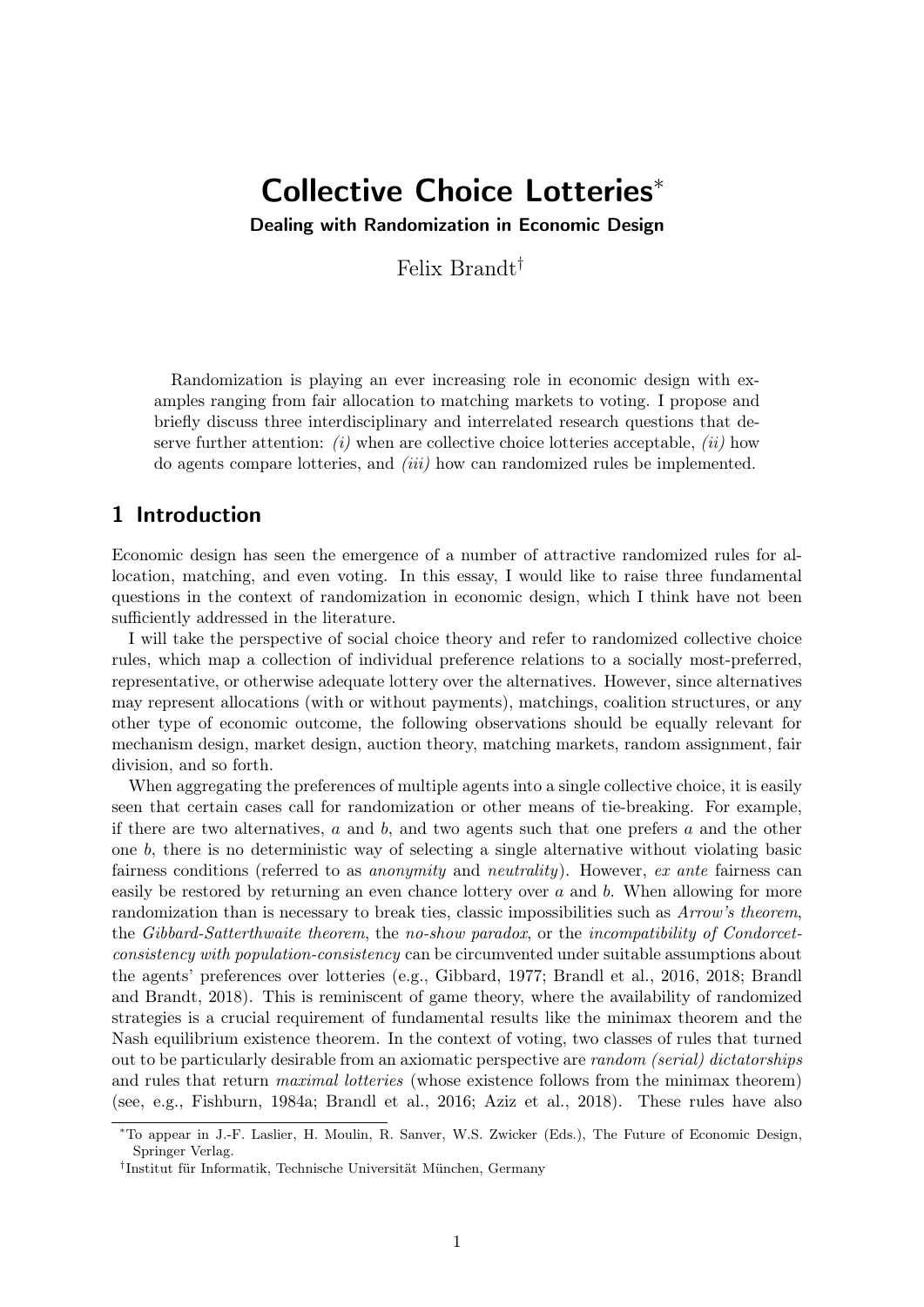# Collective Choice Lotteries[*]

**Dealing with Randomization in Economic Design**

Felix Brandt[†]

Randomization is playing an ever increasing role in economic design with examples ranging from fair allocation to matching markets to voting. I propose and briefly discuss three interdisciplinary and interrelated research questions that deserve further attention: *(i)* when are collective choice lotteries acceptable, *(ii)* how do agents compare lotteries, and *(iii)* how can randomized rules be implemented.

## 1 Introduction

Economic design has seen the emergence of a number of attractive randomized rules for allocation, matching, and even voting. In this essay, I would like to raise three fundamental questions in the context of randomization in economic design, which I think have not been sufficiently addressed in the literature.

I will take the perspective of social choice theory and refer to randomized collective choice rules, which map a collection of individual preference relations to a socially most-preferred, representative, or otherwise adequate lottery over the alternatives. However, since alternatives may represent allocations (with or without payments), matchings, coalition structures, or any other type of economic outcome, the following observations should be equally relevant for mechanism design, market design, auction theory, matching markets, random assignment, fair division, and so forth.

When aggregating the preferences of multiple agents into a single collective choice, it is easily seen that certain cases call for randomization or other means of tie-breaking. For example, if there are two alternatives, $a$ and $b$, and two agents such that one prefers $a$ and the other one $b$, there is no deterministic way of selecting a single alternative without violating basic fairness conditions (referred to as *anonymity* and *neutrality*). However, *ex ante* fairness can easily be restored by returning an even chance lottery over $a$ and $b$. When allowing for more randomization than is necessary to break ties, classic impossibilities such as *Arrow's theorem*, the *Gibbard-Satterthwaite theorem*, the *no-show paradox*, or the *incompatibility of Condorcet-consistency with population-consistency* can be circumvented under suitable assumptions about the agents' preferences over lotteries (e.g., Gibbard, 1977; Brandl et al., 2016, 2018; Brandl and Brandt, 2018). This is reminiscent of game theory, where the availability of randomized strategies is a crucial requirement of fundamental results like the minimax theorem and the Nash equilibrium existence theorem. In the context of voting, two classes of rules that turned out to be particularly desirable from an axiomatic perspective are *random (serial) dictatorships* and rules that return *maximal lotteries* (whose existence follows from the minimax theorem) (see, e.g., Fishburn, 1984a; Brandl et al., 2016; Aziz et al., 2018). These rules have also

---

[*] To appear in J.-F. Laslier, H. Moulin, R. Sanver, W.S. Zwicker (Eds.), The Future of Economic Design, Springer Verlag.

[†] Institut für Informatik, Technische Universität München, Germany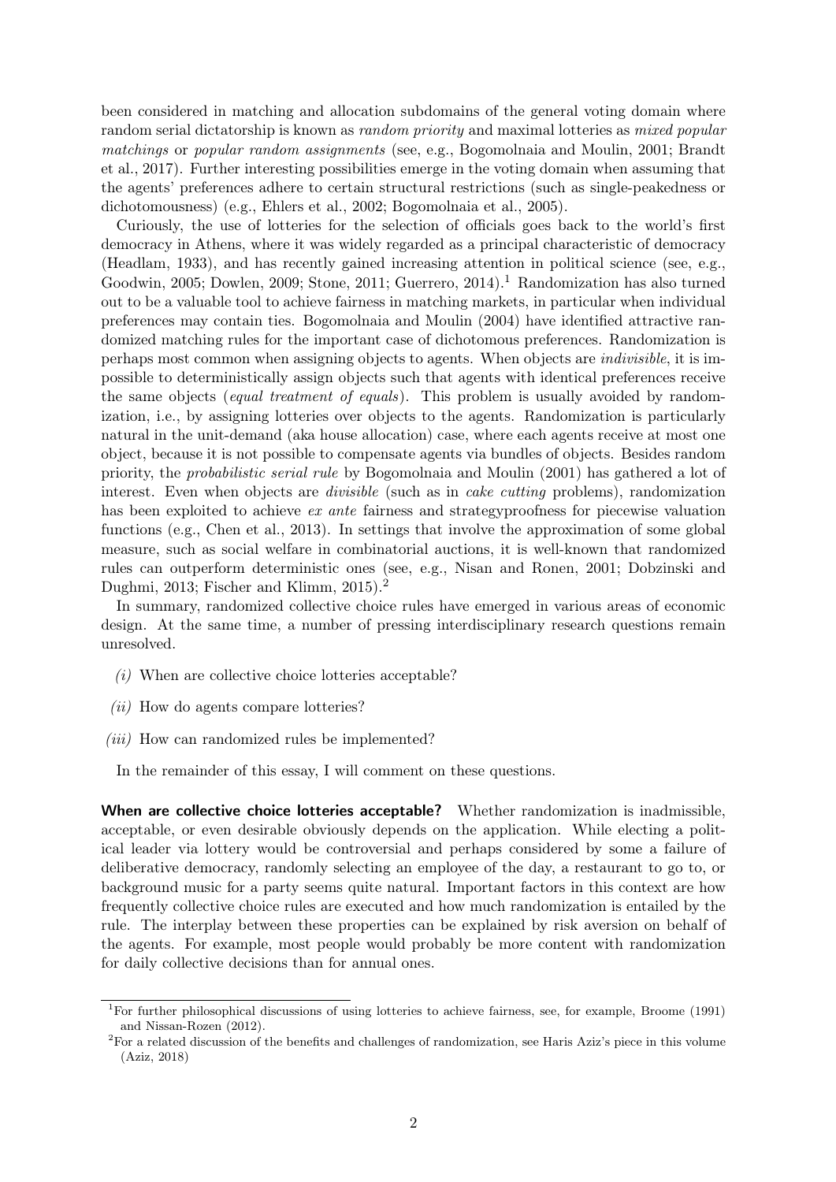been considered in matching and allocation subdomains of the general voting domain where random serial dictatorship is known as *random priority* and maximal lotteries as *mixed popular matchings* or *popular random assignments* (see, e.g., Bogomolnaia and Moulin, 2001; Brandt et al., 2017). Further interesting possibilities emerge in the voting domain when assuming that the agents' preferences adhere to certain structural restrictions (such as single-peakedness or dichotomousness) (e.g., Ehlers et al., 2002; Bogomolnaia et al., 2005).

Curiously, the use of lotteries for the selection of officials goes back to the world's first democracy in Athens, where it was widely regarded as a principal characteristic of democracy (Headlam, 1933), and has recently gained increasing attention in political science (see, e.g., Goodwin, 2005; Dowlen, 2009; Stone, 2011; Guerrero, 2014).[1] Randomization has also turned out to be a valuable tool to achieve fairness in matching markets, in particular when individual preferences may contain ties. Bogomolnaia and Moulin (2004) have identified attractive randomized matching rules for the important case of dichotomous preferences. Randomization is perhaps most common when assigning objects to agents. When objects are *indivisible*, it is impossible to deterministically assign objects such that agents with identical preferences receive the same objects (*equal treatment of equals*). This problem is usually avoided by randomization, i.e., by assigning lotteries over objects to the agents. Randomization is particularly natural in the unit-demand (aka house allocation) case, where each agents receive at most one object, because it is not possible to compensate agents via bundles of objects. Besides random priority, the *probabilistic serial rule* by Bogomolnaia and Moulin (2001) has gathered a lot of interest. Even when objects are *divisible* (such as in *cake cutting* problems), randomization has been exploited to achieve *ex ante* fairness and strategyproofness for piecewise valuation functions (e.g., Chen et al., 2013). In settings that involve the approximation of some global measure, such as social welfare in combinatorial auctions, it is well-known that randomized rules can outperform deterministic ones (see, e.g., Nisan and Ronen, 2001; Dobzinski and Dughmi, 2013; Fischer and Klimm, 2015).[2]

In summary, randomized collective choice rules have emerged in various areas of economic design. At the same time, a number of pressing interdisciplinary research questions remain unresolved.

*(i)* When are collective choice lotteries acceptable?

*(ii)* How do agents compare lotteries?

*(iii)* How can randomized rules be implemented?

In the remainder of this essay, I will comment on these questions.

**When are collective choice lotteries acceptable?** Whether randomization is inadmissible, acceptable, or even desirable obviously depends on the application. While electing a political leader via lottery would be controversial and perhaps considered by some a failure of deliberative democracy, randomly selecting an employee of the day, a restaurant to go to, or background music for a party seems quite natural. Important factors in this context are how frequently collective choice rules are executed and how much randomization is entailed by the rule. The interplay between these properties can be explained by risk aversion on behalf of the agents. For example, most people would probably be more content with randomization for daily collective decisions than for annual ones.

[1] For further philosophical discussions of using lotteries to achieve fairness, see, for example, Broome (1991) and Nissan-Rozen (2012).

[2] For a related discussion of the benefits and challenges of randomization, see Haris Aziz's piece in this volume (Aziz, 2018)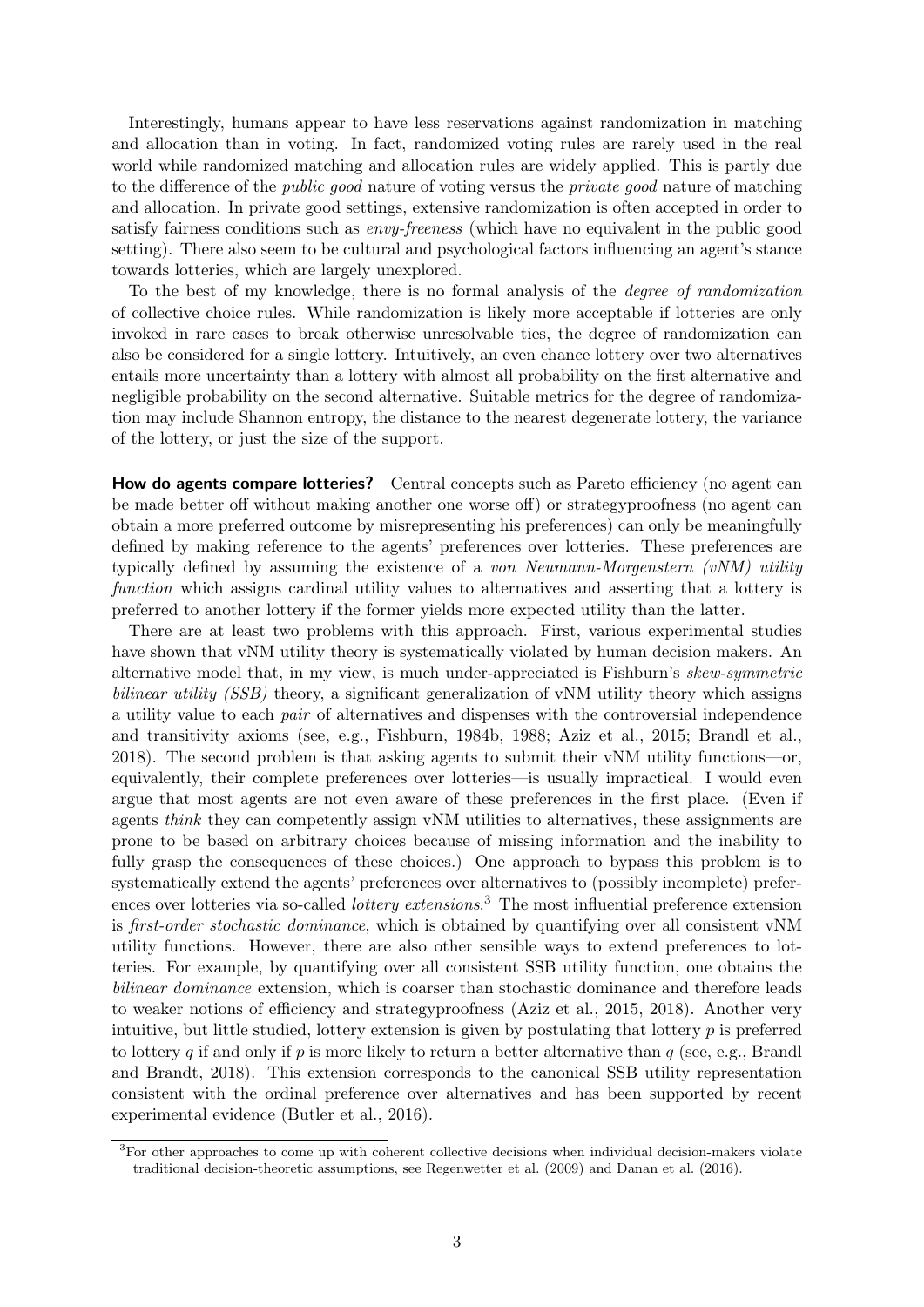Interestingly, humans appear to have less reservations against randomization in matching and allocation than in voting. In fact, randomized voting rules are rarely used in the real world while randomized matching and allocation rules are widely applied. This is partly due to the difference of the *public good* nature of voting versus the *private good* nature of matching and allocation. In private good settings, extensive randomization is often accepted in order to satisfy fairness conditions such as *envy-freeness* (which have no equivalent in the public good setting). There also seem to be cultural and psychological factors influencing an agent's stance towards lotteries, which are largely unexplored.

To the best of my knowledge, there is no formal analysis of the *degree of randomization* of collective choice rules. While randomization is likely more acceptable if lotteries are only invoked in rare cases to break otherwise unresolvable ties, the degree of randomization can also be considered for a single lottery. Intuitively, an even chance lottery over two alternatives entails more uncertainty than a lottery with almost all probability on the first alternative and negligible probability on the second alternative. Suitable metrics for the degree of randomization may include Shannon entropy, the distance to the nearest degenerate lottery, the variance of the lottery, or just the size of the support.

**How do agents compare lotteries?** Central concepts such as Pareto efficiency (no agent can be made better off without making another one worse off) or strategyproofness (no agent can obtain a more preferred outcome by misrepresenting his preferences) can only be meaningfully defined by making reference to the agents' preferences over lotteries. These preferences are typically defined by assuming the existence of a *von Neumann-Morgenstern (vNM) utility function* which assigns cardinal utility values to alternatives and asserting that a lottery is preferred to another lottery if the former yields more expected utility than the latter.

There are at least two problems with this approach. First, various experimental studies have shown that vNM utility theory is systematically violated by human decision makers. An alternative model that, in my view, is much under-appreciated is Fishburn's *skew-symmetric bilinear utility (SSB)* theory, a significant generalization of vNM utility theory which assigns a utility value to each *pair* of alternatives and dispenses with the controversial independence and transitivity axioms (see, e.g., Fishburn, 1984b, 1988; Aziz et al., 2015; Brandl et al., 2018). The second problem is that asking agents to submit their vNM utility functions—or, equivalently, their complete preferences over lotteries—is usually impractical. I would even argue that most agents are not even aware of these preferences in the first place. (Even if agents *think* they can competently assign vNM utilities to alternatives, these assignments are prone to be based on arbitrary choices because of missing information and the inability to fully grasp the consequences of these choices.) One approach to bypass this problem is to systematically extend the agents' preferences over alternatives to (possibly incomplete) preferences over lotteries via so-called *lottery extensions*.[3] The most influential preference extension is *first-order stochastic dominance*, which is obtained by quantifying over all consistent vNM utility functions. However, there are also other sensible ways to extend preferences to lotteries. For example, by quantifying over all consistent SSB utility function, one obtains the *bilinear dominance* extension, which is coarser than stochastic dominance and therefore leads to weaker notions of efficiency and strategyproofness (Aziz et al., 2015, 2018). Another very intuitive, but little studied, lottery extension is given by postulating that lottery $p$ is preferred to lottery $q$ if and only if $p$ is more likely to return a better alternative than $q$ (see, e.g., Brandl and Brandt, 2018). This extension corresponds to the canonical SSB utility representation consistent with the ordinal preference over alternatives and has been supported by recent experimental evidence (Butler et al., 2016).

[3]For other approaches to come up with coherent collective decisions when individual decision-makers violate traditional decision-theoretic assumptions, see Regenwetter et al. (2009) and Danan et al. (2016).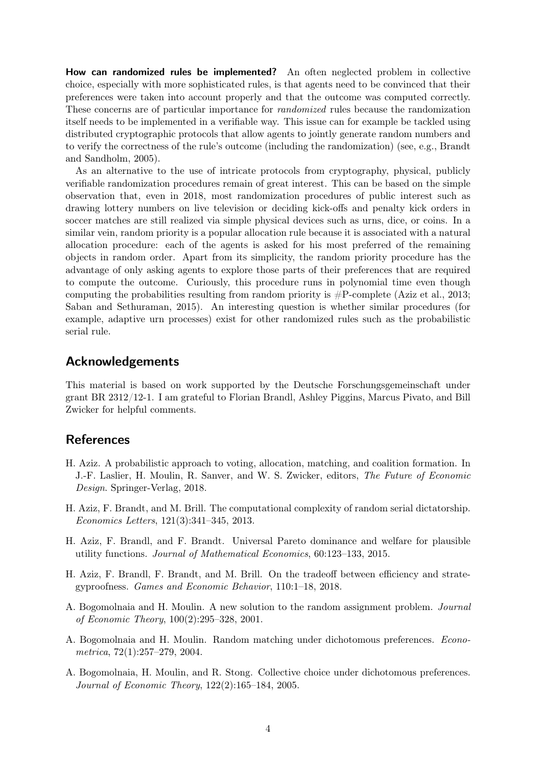**How can randomized rules be implemented?** An often neglected problem in collective choice, especially with more sophisticated rules, is that agents need to be convinced that their preferences were taken into account properly and that the outcome was computed correctly. These concerns are of particular importance for *randomized* rules because the randomization itself needs to be implemented in a verifiable way. This issue can for example be tackled using distributed cryptographic protocols that allow agents to jointly generate random numbers and to verify the correctness of the rule's outcome (including the randomization) (see, e.g., Brandt and Sandholm, 2005).

As an alternative to the use of intricate protocols from cryptography, physical, publicly verifiable randomization procedures remain of great interest. This can be based on the simple observation that, even in 2018, most randomization procedures of public interest such as drawing lottery numbers on live television or deciding kick-offs and penalty kick orders in soccer matches are still realized via simple physical devices such as urns, dice, or coins. In a similar vein, random priority is a popular allocation rule because it is associated with a natural allocation procedure: each of the agents is asked for his most preferred of the remaining objects in random order. Apart from its simplicity, the random priority procedure has the advantage of only asking agents to explore those parts of their preferences that are required to compute the outcome. Curiously, this procedure runs in polynomial time even though computing the probabilities resulting from random priority is #P-complete (Aziz et al., 2013; Saban and Sethuraman, 2015). An interesting question is whether similar procedures (for example, adaptive urn processes) exist for other randomized rules such as the probabilistic serial rule.

## Acknowledgements

This material is based on work supported by the Deutsche Forschungsgemeinschaft under grant BR 2312/12-1. I am grateful to Florian Brandl, Ashley Piggins, Marcus Pivato, and Bill Zwicker for helpful comments.

## References

H. Aziz. A probabilistic approach to voting, allocation, matching, and coalition formation. In J.-F. Laslier, H. Moulin, R. Sanver, and W. S. Zwicker, editors, *The Future of Economic Design*. Springer-Verlag, 2018.

H. Aziz, F. Brandt, and M. Brill. The computational complexity of random serial dictatorship. *Economics Letters*, 121(3):341–345, 2013.

H. Aziz, F. Brandl, and F. Brandt. Universal Pareto dominance and welfare for plausible utility functions. *Journal of Mathematical Economics*, 60:123–133, 2015.

H. Aziz, F. Brandl, F. Brandt, and M. Brill. On the tradeoff between efficiency and strategyproofness. *Games and Economic Behavior*, 110:1–18, 2018.

A. Bogomolnaia and H. Moulin. A new solution to the random assignment problem. *Journal of Economic Theory*, 100(2):295–328, 2001.

A. Bogomolnaia and H. Moulin. Random matching under dichotomous preferences. *Econometrica*, 72(1):257–279, 2004.

A. Bogomolnaia, H. Moulin, and R. Stong. Collective choice under dichotomous preferences. *Journal of Economic Theory*, 122(2):165–184, 2005.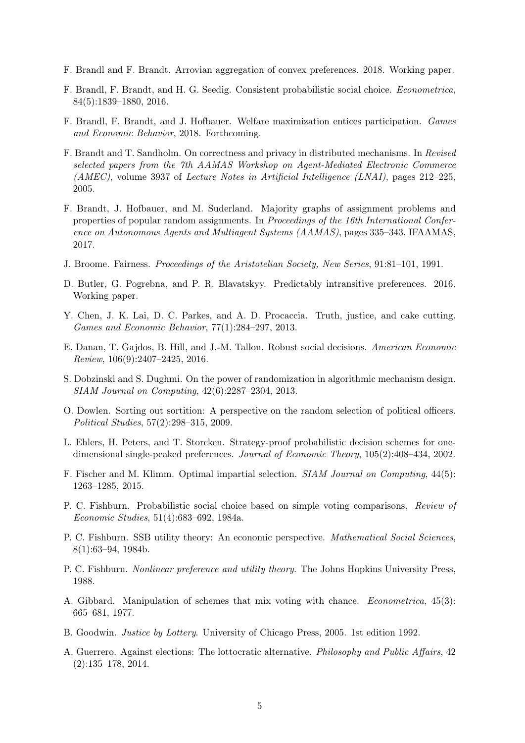F. Brandl and F. Brandt. Arrovian aggregation of convex preferences. 2018. Working paper.

F. Brandl, F. Brandt, and H. G. Seedig. Consistent probabilistic social choice. *Econometrica*, 84(5):1839–1880, 2016.

F. Brandl, F. Brandt, and J. Hofbauer. Welfare maximization entices participation. *Games and Economic Behavior*, 2018. Forthcoming.

F. Brandt and T. Sandholm. On correctness and privacy in distributed mechanisms. In *Revised selected papers from the 7th AAMAS Workshop on Agent-Mediated Electronic Commerce (AMEC)*, volume 3937 of *Lecture Notes in Artificial Intelligence (LNAI)*, pages 212–225, 2005.

F. Brandt, J. Hofbauer, and M. Suderland. Majority graphs of assignment problems and properties of popular random assignments. In *Proceedings of the 16th International Conference on Autonomous Agents and Multiagent Systems (AAMAS)*, pages 335–343. IFAAMAS, 2017.

J. Broome. Fairness. *Proceedings of the Aristotelian Society, New Series*, 91:81–101, 1991.

D. Butler, G. Pogrebna, and P. R. Blavatskyy. Predictably intransitive preferences. 2016. Working paper.

Y. Chen, J. K. Lai, D. C. Parkes, and A. D. Procaccia. Truth, justice, and cake cutting. *Games and Economic Behavior*, 77(1):284–297, 2013.

E. Danan, T. Gajdos, B. Hill, and J.-M. Tallon. Robust social decisions. *American Economic Review*, 106(9):2407–2425, 2016.

S. Dobzinski and S. Dughmi. On the power of randomization in algorithmic mechanism design. *SIAM Journal on Computing*, 42(6):2287–2304, 2013.

O. Dowlen. Sorting out sortition: A perspective on the random selection of political officers. *Political Studies*, 57(2):298–315, 2009.

L. Ehlers, H. Peters, and T. Storcken. Strategy-proof probabilistic decision schemes for one-dimensional single-peaked preferences. *Journal of Economic Theory*, 105(2):408–434, 2002.

F. Fischer and M. Klimm. Optimal impartial selection. *SIAM Journal on Computing*, 44(5): 1263–1285, 2015.

P. C. Fishburn. Probabilistic social choice based on simple voting comparisons. *Review of Economic Studies*, 51(4):683–692, 1984a.

P. C. Fishburn. SSB utility theory: An economic perspective. *Mathematical Social Sciences*, 8(1):63–94, 1984b.

P. C. Fishburn. *Nonlinear preference and utility theory*. The Johns Hopkins University Press, 1988.

A. Gibbard. Manipulation of schemes that mix voting with chance. *Econometrica*, 45(3): 665–681, 1977.

B. Goodwin. *Justice by Lottery*. University of Chicago Press, 2005. 1st edition 1992.

A. Guerrero. Against elections: The lottocratic alternative. *Philosophy and Public Affairs*, 42 (2):135–178, 2014.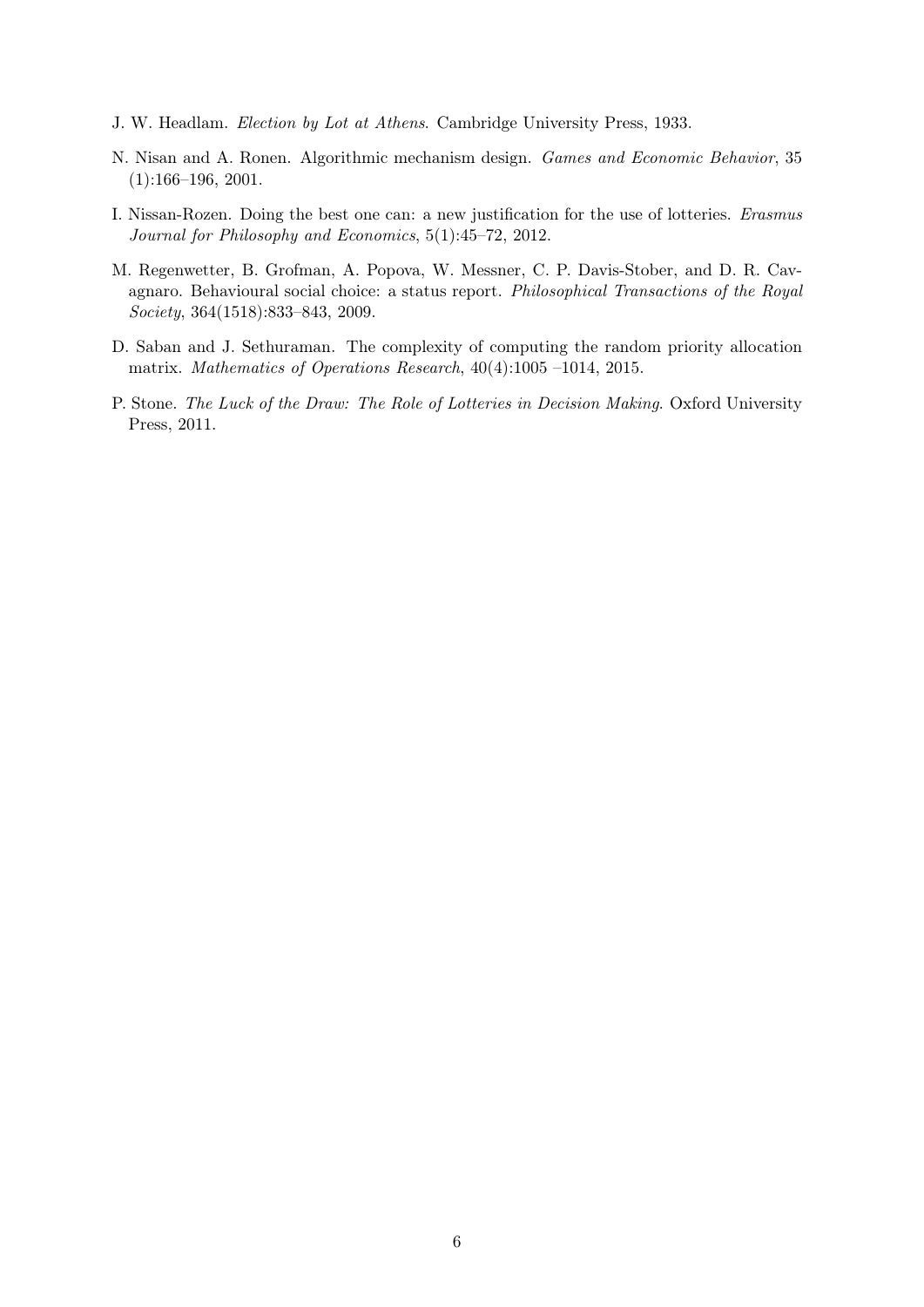J. W. Headlam. *Election by Lot at Athens*. Cambridge University Press, 1933.

N. Nisan and A. Ronen. Algorithmic mechanism design. *Games and Economic Behavior*, 35 (1):166–196, 2001.

I. Nissan-Rozen. Doing the best one can: a new justification for the use of lotteries. *Erasmus Journal for Philosophy and Economics*, 5(1):45–72, 2012.

M. Regenwetter, B. Grofman, A. Popova, W. Messner, C. P. Davis-Stober, and D. R. Cavagnaro. Behavioural social choice: a status report. *Philosophical Transactions of the Royal Society*, 364(1518):833–843, 2009.

D. Saban and J. Sethuraman. The complexity of computing the random priority allocation matrix. *Mathematics of Operations Research*, 40(4):1005 –1014, 2015.

P. Stone. *The Luck of the Draw: The Role of Lotteries in Decision Making*. Oxford University Press, 2011.